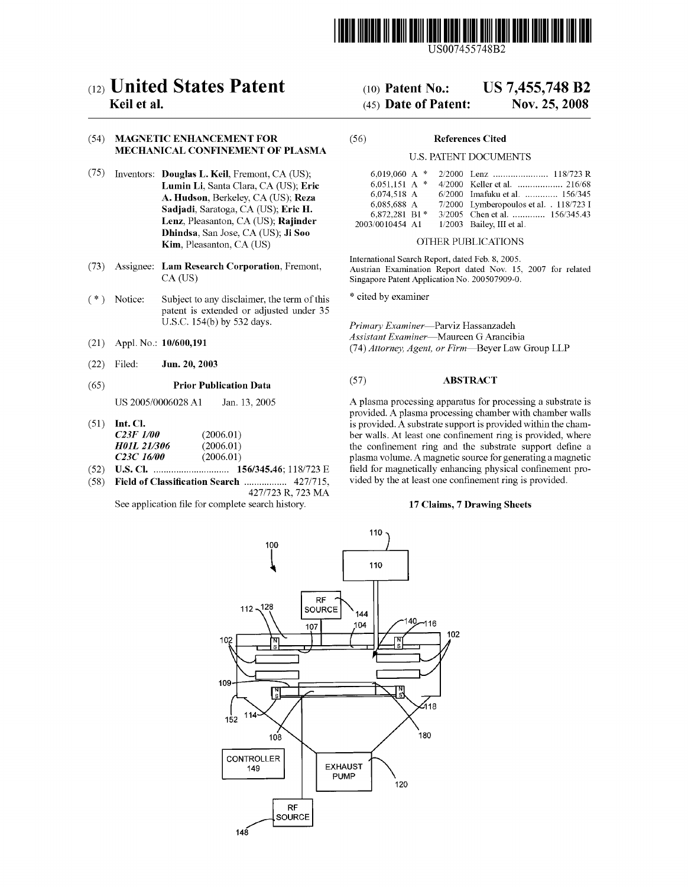US007455748B2

# (12) United States Patent
**Keil et al.**

(10) **Patent No.:** **US 7,455,748 B2**

(45) **Date of Patent:** **Nov. 25, 2008**

(54) **MAGNETIC ENHANCEMENT FOR MECHANICAL CONFINEMENT OF PLASMA**

(75) Inventors: **Douglas L. Keil**, Fremont, CA (US); **Lumin Li**, Santa Clara, CA (US); **Eric A. Hudson**, Berkeley, CA (US); **Reza Sadjadi**, Saratoga, CA (US); **Eric H. Lenz**, Pleasanton, CA (US); **Rajinder Dhindsa**, San Jose, CA (US); **Ji Soo Kim**, Pleasanton, CA (US)

(73) Assignee: **Lam Research Corporation**, Fremont, CA (US)

( * ) Notice: Subject to any disclaimer, the term of this patent is extended or adjusted under 35 U.S.C. 154(b) by 532 days.

(21) Appl. No.: **10/600,191**

(22) Filed: **Jun. 20, 2003**

(65) **Prior Publication Data**

US 2005/0006028 A1 Jan. 13, 2005

(51) **Int. Cl.**

| | |
|---|---|
| ***C23F 1/00*** | (2006.01) |
| ***H01L 21/306*** | (2006.01) |
| ***C23C 16/00*** | (2006.01) |

(52) **U.S. Cl.** .............................. **156/345.46**; 118/723 E

(58) **Field of Classification Search** ................ 427/715, 427/723 R, 723 MA

See application file for complete search history.

(56) **References Cited**

U.S. PATENT DOCUMENTS

| | | | |
|---|---|---|---|
| 6,019,060 A * | 2/2000 | Lenz | 118/723 R |
| 6,051,151 A * | 4/2000 | Keller et al. | 216/68 |
| 6,074,518 A | 6/2000 | Imafuku et al. | 156/345 |
| 6,085,688 A | 7/2000 | Lymberopoulos et al. | 118/723 I |
| 6,872,281 B1 * | 3/2005 | Chen et al. | 156/345.43 |
| 2003/0010454 A1 | 1/2003 | Bailey, III et al. | |

OTHER PUBLICATIONS

International Search Report, dated Feb. 8, 2005.

Austrian Examination Report dated Nov. 15, 2007 for related Singapore Patent Application No. 200507909-0.

\* cited by examiner

*Primary Examiner*—Parviz Hassanzadeh

*Assistant Examiner*—Maureen G Arancibia

(74) *Attorney, Agent, or Firm*—Beyer Law Group LLP

(57) **ABSTRACT**

A plasma processing apparatus for processing a substrate is provided. A plasma processing chamber with chamber walls is provided. A substrate support is provided within the chamber walls. At least one confinement ring is provided, where the confinement ring and the substrate support define a plasma volume. A magnetic source for generating a magnetic field for magnetically enhancing physical confinement provided by the at least one confinement ring is provided.

**17 Claims, 7 Drawing Sheets**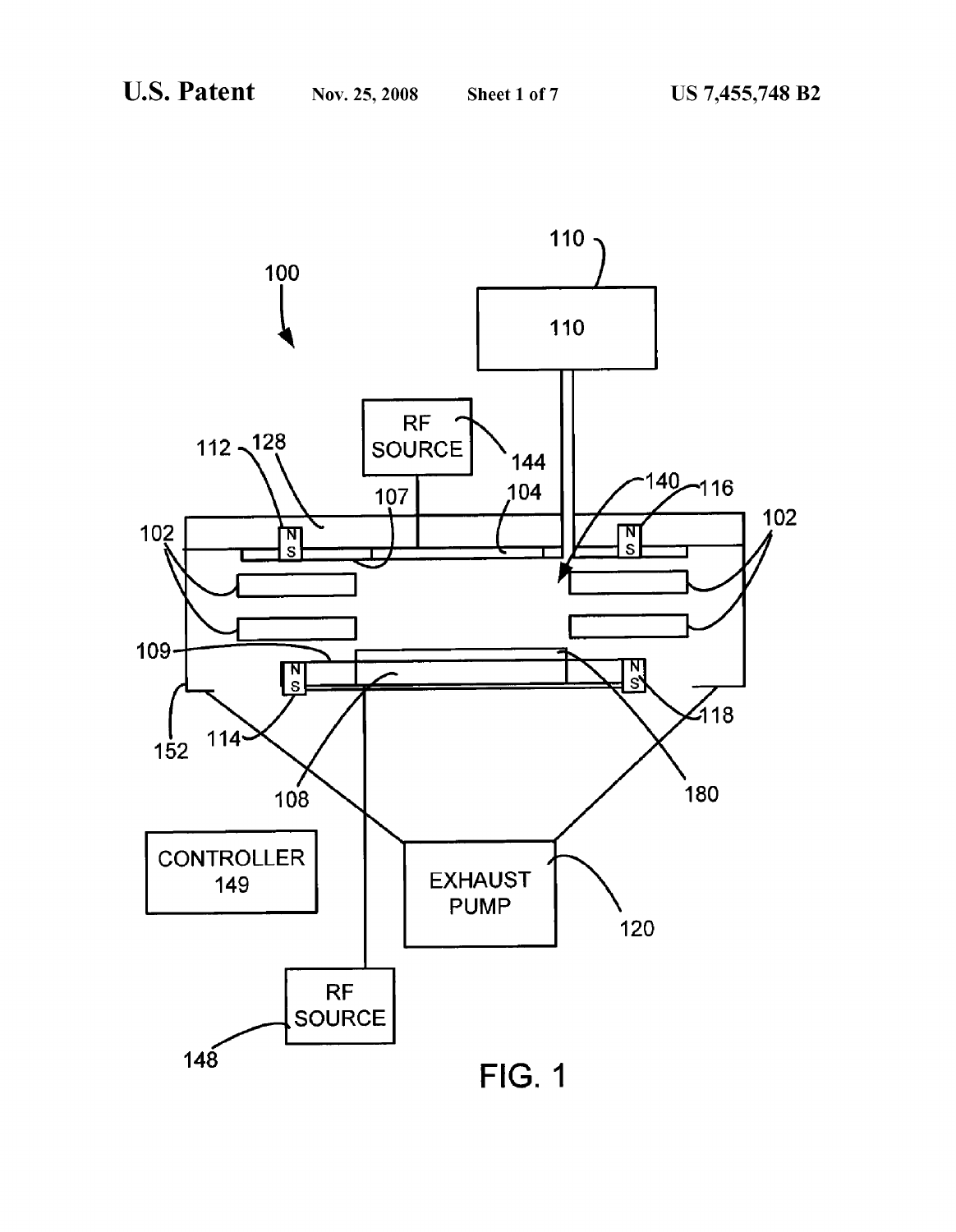FIG. 1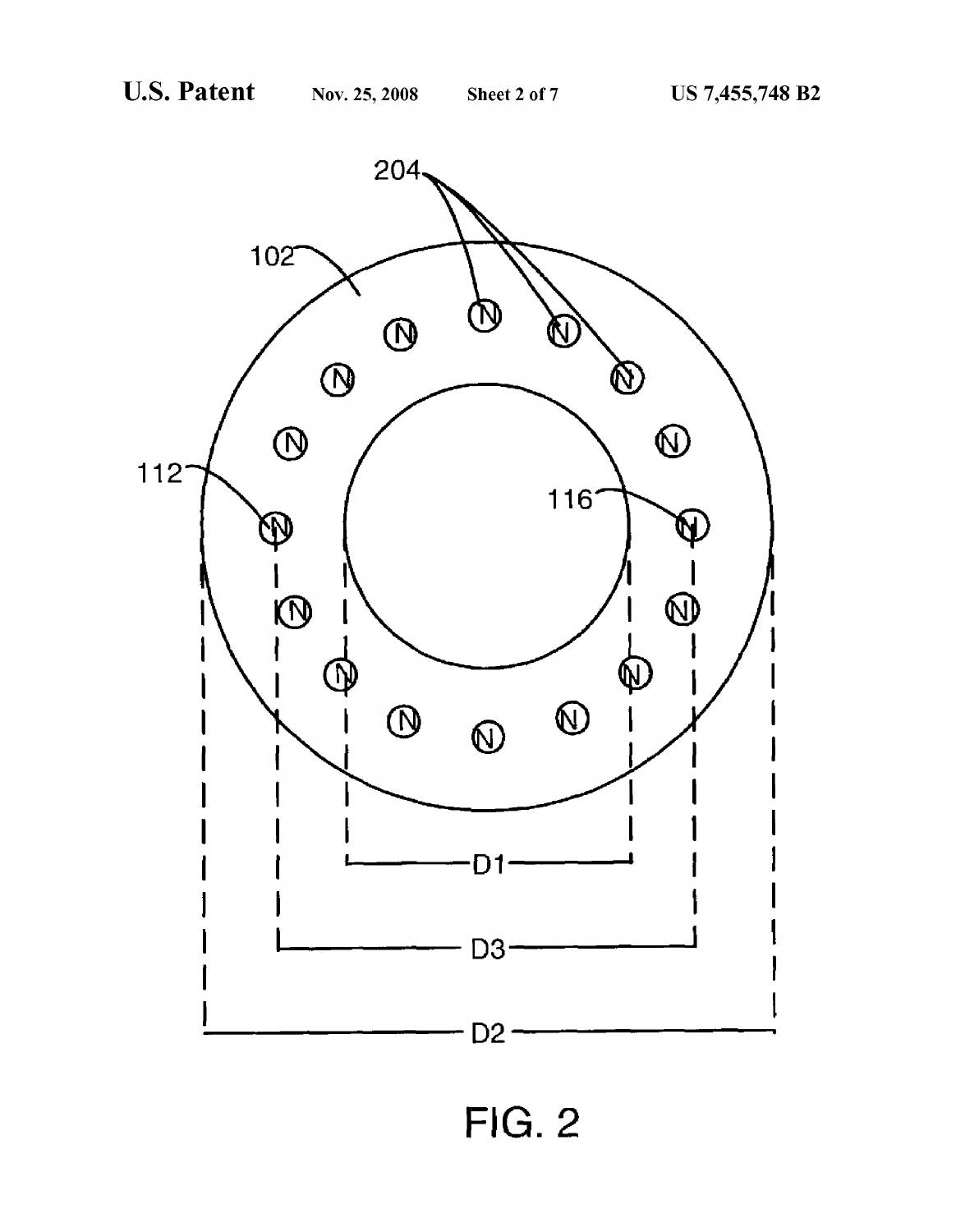FIG. 2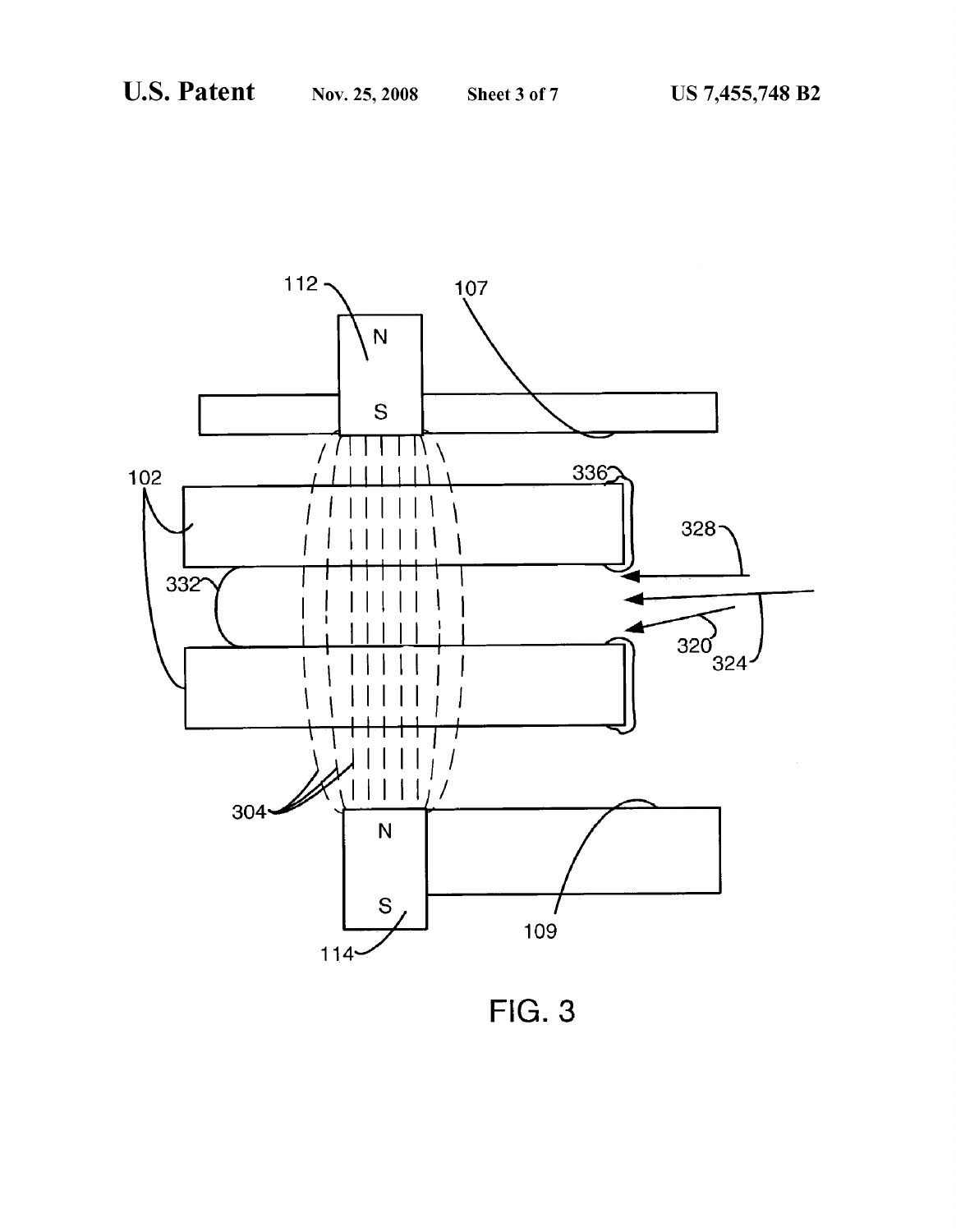FIG. 3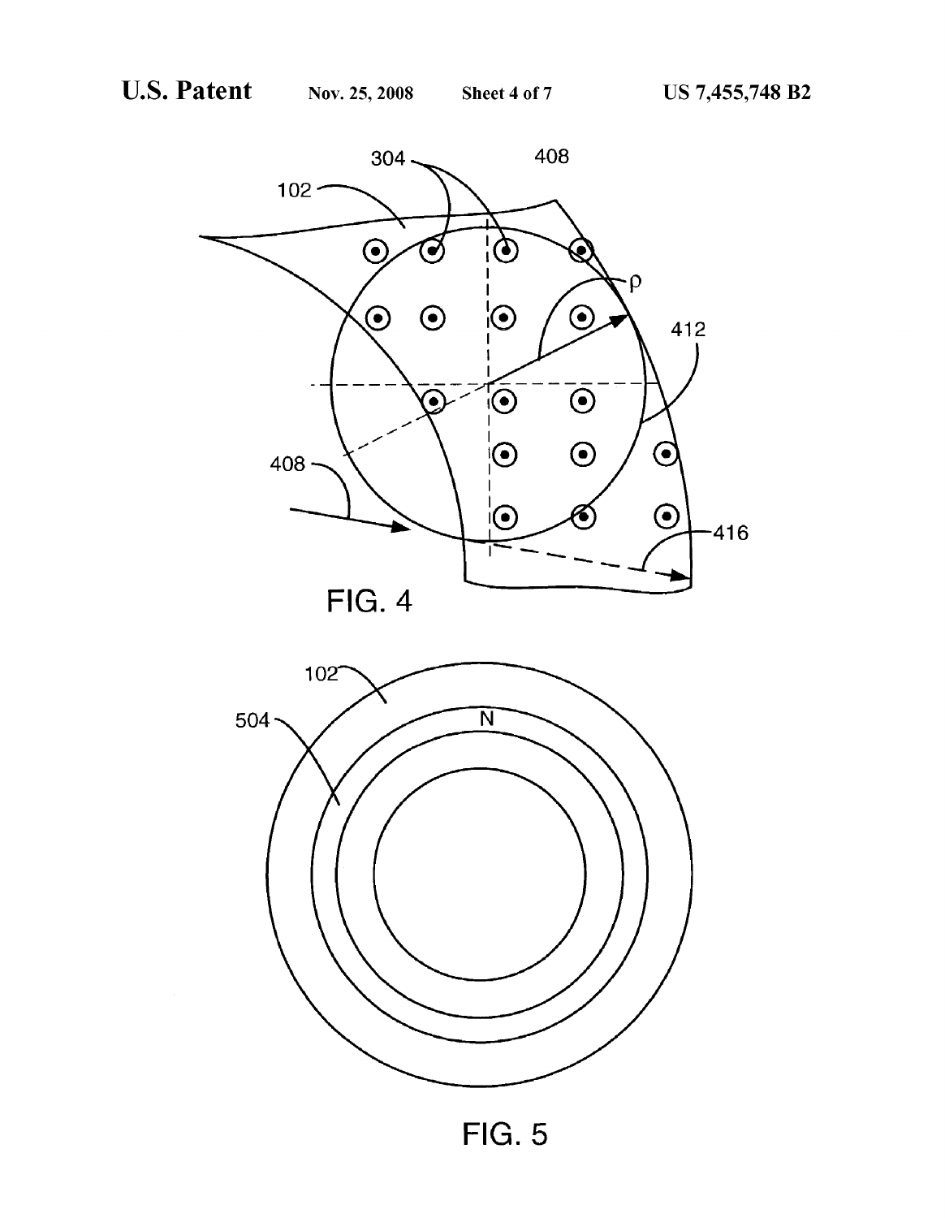FIG. 4

FIG. 5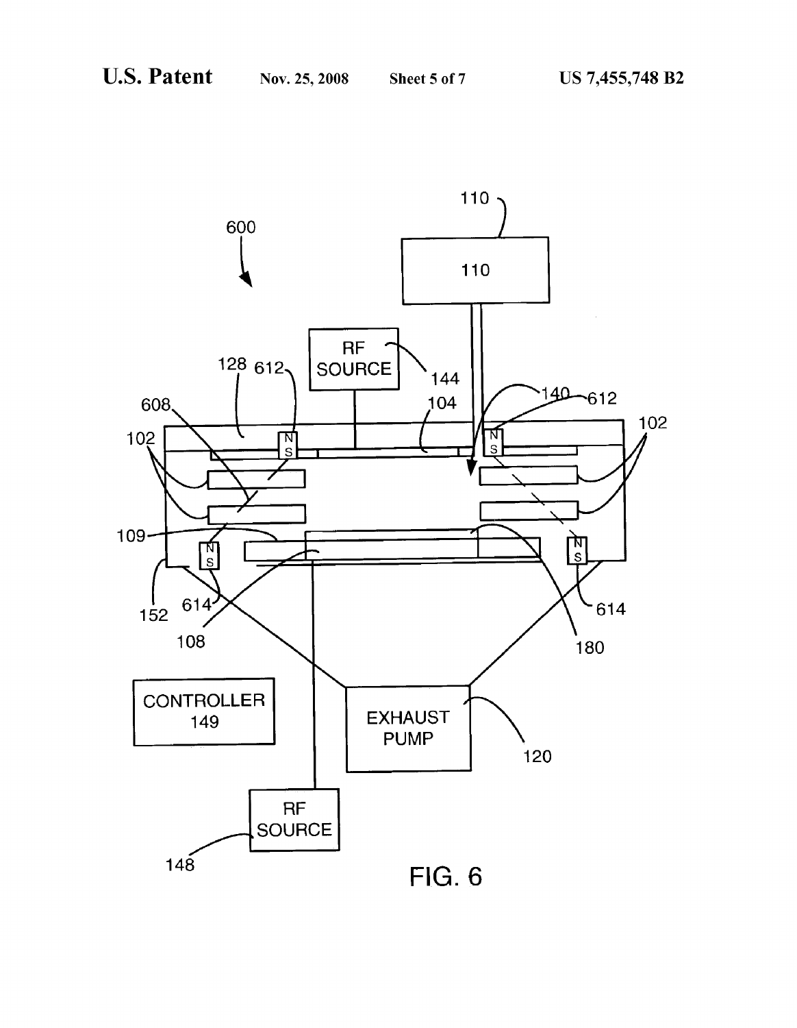FIG. 6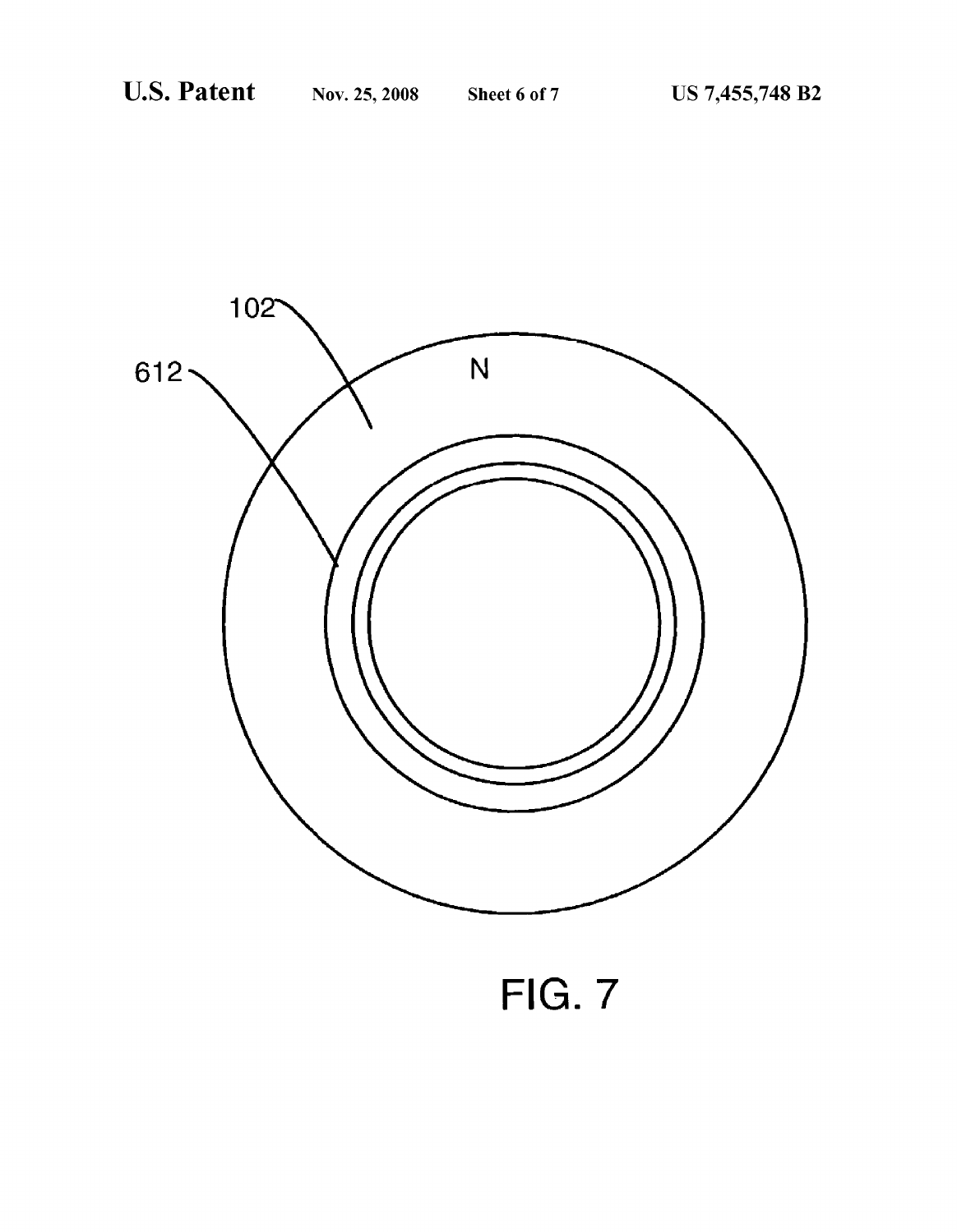102

612

N

FIG. 7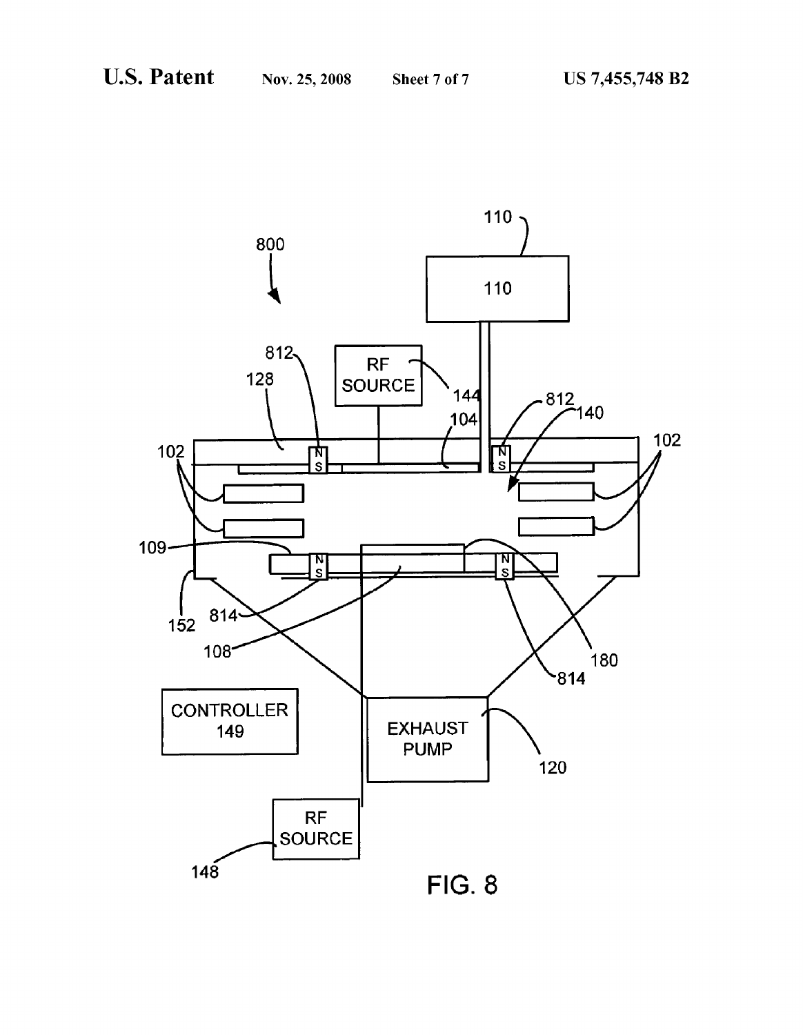FIG. 8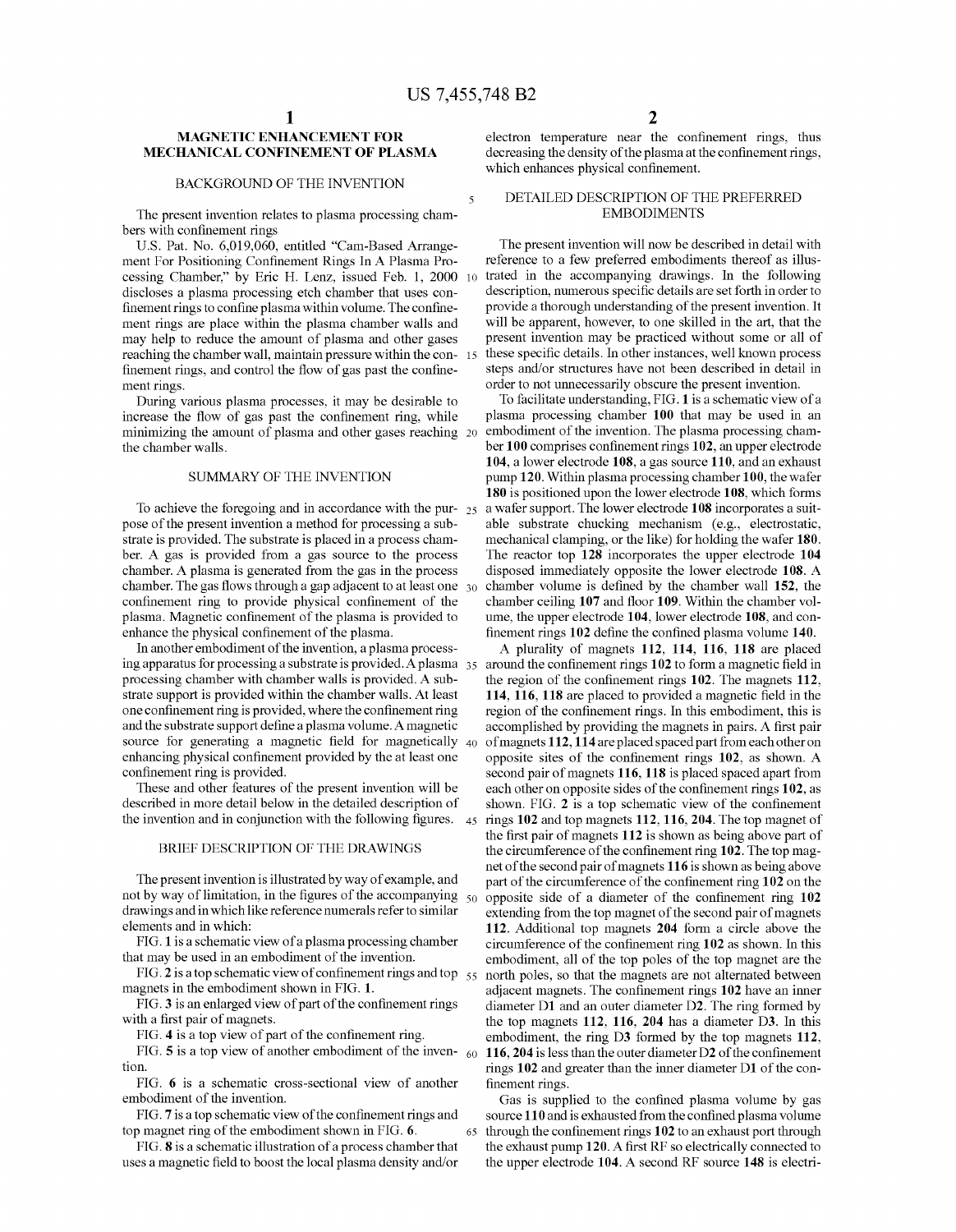# MAGNETIC ENHANCEMENT FOR MECHANICAL CONFINEMENT OF PLASMA

## BACKGROUND OF THE INVENTION

The present invention relates to plasma processing chambers with confinement rings

U.S. Pat. No. 6,019,060, entitled "Cam-Based Arrangement For Positioning Confinement Rings In A Plasma Processing Chamber," by Eric H. Lenz, issued Feb. 1, 2000 discloses a plasma processing etch chamber that uses confinement rings to confine plasma within volume. The confinement rings are place within the plasma chamber walls and may help to reduce the amount of plasma and other gases reaching the chamber wall, maintain pressure within the confinement rings, and control the flow of gas past the confinement rings.

During various plasma processes, it may be desirable to increase the flow of gas past the confinement ring, while minimizing the amount of plasma and other gases reaching the chamber walls.

## SUMMARY OF THE INVENTION

To achieve the foregoing and in accordance with the purpose of the present invention a method for processing a substrate is provided. The substrate is placed in a process chamber. A gas is provided from a gas source to the process chamber. A plasma is generated from the gas in the process chamber. The gas flows through a gap adjacent to at least one confinement ring to provide physical confinement of the plasma. Magnetic confinement of the plasma is provided to enhance the physical confinement of the plasma.

In another embodiment of the invention, a plasma processing apparatus for processing a substrate is provided. A plasma processing chamber with chamber walls is provided. A substrate support is provided within the chamber walls. At least one confinement ring is provided, where the confinement ring and the substrate support define a plasma volume. A magnetic source for generating a magnetic field for magnetically enhancing physical confinement provided by the at least one confinement ring is provided.

These and other features of the present invention will be described in more detail below in the detailed description of the invention and in conjunction with the following figures.

## BRIEF DESCRIPTION OF THE DRAWINGS

The present invention is illustrated by way of example, and not by way of limitation, in the figures of the accompanying drawings and in which like reference numerals refer to similar elements and in which:

FIG. **1** is a schematic view of a plasma processing chamber that may be used in an embodiment of the invention.

FIG. **2** is a top schematic view of confinement rings and top magnets in the embodiment shown in FIG. **1**.

FIG. **3** is an enlarged view of part of the confinement rings with a first pair of magnets.

FIG. **4** is a top view of part of the confinement ring.

FIG. **5** is a top view of another embodiment of the invention.

FIG. **6** is a schematic cross-sectional view of another embodiment of the invention.

FIG. **7** is a top schematic view of the confinement rings and top magnet ring of the embodiment shown in FIG. **6**.

FIG. **8** is a schematic illustration of a process chamber that uses a magnetic field to boost the local plasma density and/or electron temperature near the confinement rings, thus decreasing the density of the plasma at the confinement rings, which enhances physical confinement.

## DETAILED DESCRIPTION OF THE PREFERRED EMBODIMENTS

The present invention will now be described in detail with reference to a few preferred embodiments thereof as illustrated in the accompanying drawings. In the following description, numerous specific details are set forth in order to provide a thorough understanding of the present invention. It will be apparent, however, to one skilled in the art, that the present invention may be practiced without some or all of these specific details. In other instances, well known process steps and/or structures have not been described in detail in order to not unnecessarily obscure the present invention.

To facilitate understanding, FIG. **1** is a schematic view of a plasma processing chamber **100** that may be used in an embodiment of the invention. The plasma processing chamber **100** comprises confinement rings **102**, an upper electrode **104**, a lower electrode **108**, a gas source **110**, and an exhaust pump **120**. Within plasma processing chamber **100**, the wafer **180** is positioned upon the lower electrode **108**, which forms a wafer support. The lower electrode **108** incorporates a suitable substrate chucking mechanism (e.g., electrostatic, mechanical clamping, or the like) for holding the wafer **180**. The reactor top **128** incorporates the upper electrode **104** disposed immediately opposite the lower electrode **108**. A chamber volume is defined by the chamber wall **152**, the chamber ceiling **107** and floor **109**. Within the chamber volume, the upper electrode **104**, lower electrode **108**, and confinement rings **102** define the confined plasma volume **140**.

A plurality of magnets **112**, **114**, **116**, **118** are placed around the confinement rings **102** to form a magnetic field in the region of the confinement rings **102**. The magnets **112**, **114**, **116**, **118** are placed to provided a magnetic field in the region of the confinement rings. In this embodiment, this is accomplished by providing the magnets in pairs. A first pair of magnets **112**, **114** are placed spaced part from each other on opposite sites of the confinement rings **102**, as shown. A second pair of magnets **116**, **118** is placed spaced apart from each other on opposite sides of the confinement rings **102**, as shown. FIG. **2** is a top schematic view of the confinement rings **102** and top magnets **112**, **116**, **204**. The top magnet of the first pair of magnets **112** is shown as being above part of the circumference of the confinement ring **102**. The top magnet of the second pair of magnets **116** is shown as being above part of the circumference of the confinement ring **102** on the opposite side of a diameter of the confinement ring **102** extending from the top magnet of the second pair of magnets **112**. Additional top magnets **204** form a circle above the circumference of the confinement ring **102** as shown. In this embodiment, all of the top poles of the top magnet are the north poles, so that the magnets are not alternated between adjacent magnets. The confinement rings **102** have an inner diameter D1 and an outer diameter D2. The ring formed by the top magnets **112**, **116**, **204** has a diameter D3. In this embodiment, the ring D3 formed by the top magnets **112**, **116**, **204** is less than the outer diameter D2 of the confinement rings **102** and greater than the inner diameter D1 of the confinement rings.

Gas is supplied to the confined plasma volume by gas source **110** and is exhausted from the confined plasma volume through the confinement rings **102** to an exhaust port through the exhaust pump **120**. A first RF so electrically connected to the upper electrode **104**. A second RF source **148** is electri-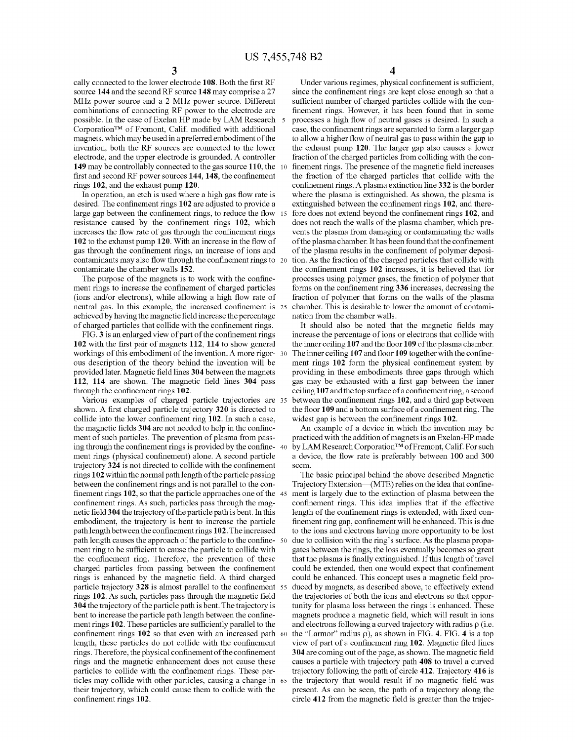cally connected to the lower electrode **108**. Both the first RF source **144** and the second RF source **148** may comprise a 27 MHz power source and a 2 MHz power source. Different combinations of connecting RF power to the electrode are possible. In the case of Exelan HP made by LAM Research Corporation™ of Fremont, Calif. modified with additional magnets, which may be used in a preferred embodiment of the invention, both the RF sources are connected to the lower electrode, and the upper electrode is grounded. A controller **149** may be controllably connected to the gas source **110**, the first and second RF power sources **144**, **148**, the confinement rings **102**, and the exhaust pump **120**.

In operation, an etch is used where a high gas flow rate is desired. The confinement rings **102** are adjusted to provide a large gap between the confinement rings, to reduce the flow resistance caused by the confinement rings **102**, which increases the flow rate of gas through the confinement rings **102** to the exhaust pump **120**. With an increase in the flow of gas through the confinement rings, an increase of ions and contaminants may also flow through the confinement rings to contaminate the chamber walls **152**.

The purpose of the magnets is to work with the confinement rings to increase the confinement of charged particles (ions and/or electrons), while allowing a high flow rate of neutral gas. In this example, the increased confinement is achieved by having the magnetic field increase the percentage of charged particles that collide with the confinement rings.

FIG. **3** is an enlarged view of part of the confinement rings **102** with the first pair of magnets **112**, **114** to show general workings of this embodiment of the invention. A more rigorous description of the theory behind the invention will be provided later. Magnetic field lines **304** between the magnets **112**, **114** are shown. The magnetic field lines **304** pass through the confinement rings **102**.

Various examples of charged particle trajectories are shown. A first charged particle trajectory **320** is directed to collide into the lower confinement ring **102**. In such a case, the magnetic fields **304** are not needed to help in the confinement of such particles. The prevention of plasma from passing through the confinement rings is provided by the confinement rings (physical confinement) alone. A second particle trajectory **324** is not directed to collide with the confinement rings **102** within the normal path length of the particle passing between the confinement rings and is not parallel to the confinement rings **102**, so that the particle approaches one of the confinement rings. As such, particles pass through the magnetic field **304** the trajectory of the particle path is bent. In this embodiment, the trajectory is bent to increase the particle path length between the confinement rings **102**. The increased path length causes the approach of the particle to the confinement ring to be sufficient to cause the particle to collide with the confinement ring. Therefore, the prevention of these charged particles from passing between the confinement rings is enhanced by the magnetic field. A third charged particle trajectory **328** is almost parallel to the confinement rings **102**. As such, particles pass through the magnetic field **304** the trajectory of the particle path is bent. The trajectory is bent to increase the particle path length between the confinement rings **102**. These particles are sufficiently parallel to the confinement rings **102** so that even with an increased path length, these particles do not collide with the confinement rings. Therefore, the physical confinement of the confinement rings and the magnetic enhancement does not cause these particles to collide with the confinement rings. These particles may collide with other particles, causing a change in their trajectory, which could cause them to collide with the confinement rings **102**.

Under various regimes, physical confinement is sufficient, since the confinement rings are kept close enough so that a sufficient number of charged particles collide with the confinement rings. However, it has been found that in some processes a high flow of neutral gases is desired. In such a case, the confinement rings are separated to form a larger gap to allow a higher flow of neutral gas to pass within the gap to the exhaust pump **120**. The larger gap also causes a lower fraction of the charged particles from colliding with the confinement rings. The presence of the magnetic field increases the fraction of the charged particles that collide with the confinement rings. A plasma extinction line **332** is the border where the plasma is extinguished. As shown, the plasma is extinguished between the confinement rings **102**, and therefore does not extend beyond the confinement rings **102**, and does not reach the walls of the plasma chamber, which prevents the plasma from damaging or contaminating the walls of the plasma chamber. It has been found that the confinement of the plasma results in the confinement of polymer deposition. As the fraction of the charged particles that collide with the confinement rings **102** increases, it is believed that for processes using polymer gases, the fraction of polymer that forms on the confinement ring **336** increases, decreasing the fraction of polymer that forms on the walls of the plasma chamber. This is desirable to lower the amount of contamination from the chamber walls.

It should also be noted that the magnetic fields may increase the percentage of ions or electrons that collide with the inner ceiling **107** and the floor **109** of the plasma chamber. The inner ceiling **107** and floor **109** together with the confinement rings **102** form the physical confinement system by providing in these embodiments three gaps through which gas may be exhausted with a first gap between the inner ceiling **107** and the top surface of a confinement ring, a second between the confinement rings **102**, and a third gap between the floor **109** and a bottom surface of a confinement ring. The widest gap is between the confinement rings **102**.

An example of a device in which the invention may be practiced with the addition of magnets is an Exelan-HP made by LAM Research Corporation™ of Fremont, Calif. For such a device, the flow rate is preferably between 100 and 300 sccm.

The basic principal behind the above described Magnetic Trajectory Extension—(MTE) relies on the idea that confinement is largely due to the extinction of plasma between the confinement rings. This idea implies that if the effective length of the confinement rings is extended, with fixed confinement ring gap, confinement will be enhanced. This is due to the ions and electrons having more opportunity to be lost due to collision with the ring's surface. As the plasma propagates between the rings, the loss eventually becomes so great that the plasma is finally extinguished. If this length of travel could be extended, then one would expect that confinement could be enhanced. This concept uses a magnetic field produced by magnets, as described above, to effectively extend the trajectories of both the ions and electrons so that opportunity for plasma loss between the rings is enhanced. These magnets produce a magnetic field, which will result in ions and electrons following a curved trajectory with radius $\rho$ (i.e. the "Larmor" radius $\rho$), as shown in FIG. **4**. FIG. **4** is a top view of part of a confinement ring **102**. Magnetic filed lines **304** are coming out of the page, as shown. The magnetic field causes a particle with trajectory path **408** to travel a curved trajectory following the path of circle **412**. Trajectory **416** is the trajectory that would result if no magnetic field was present. As can be seen, the path of a trajectory along the circle **412** from the magnetic field is greater than the trajec-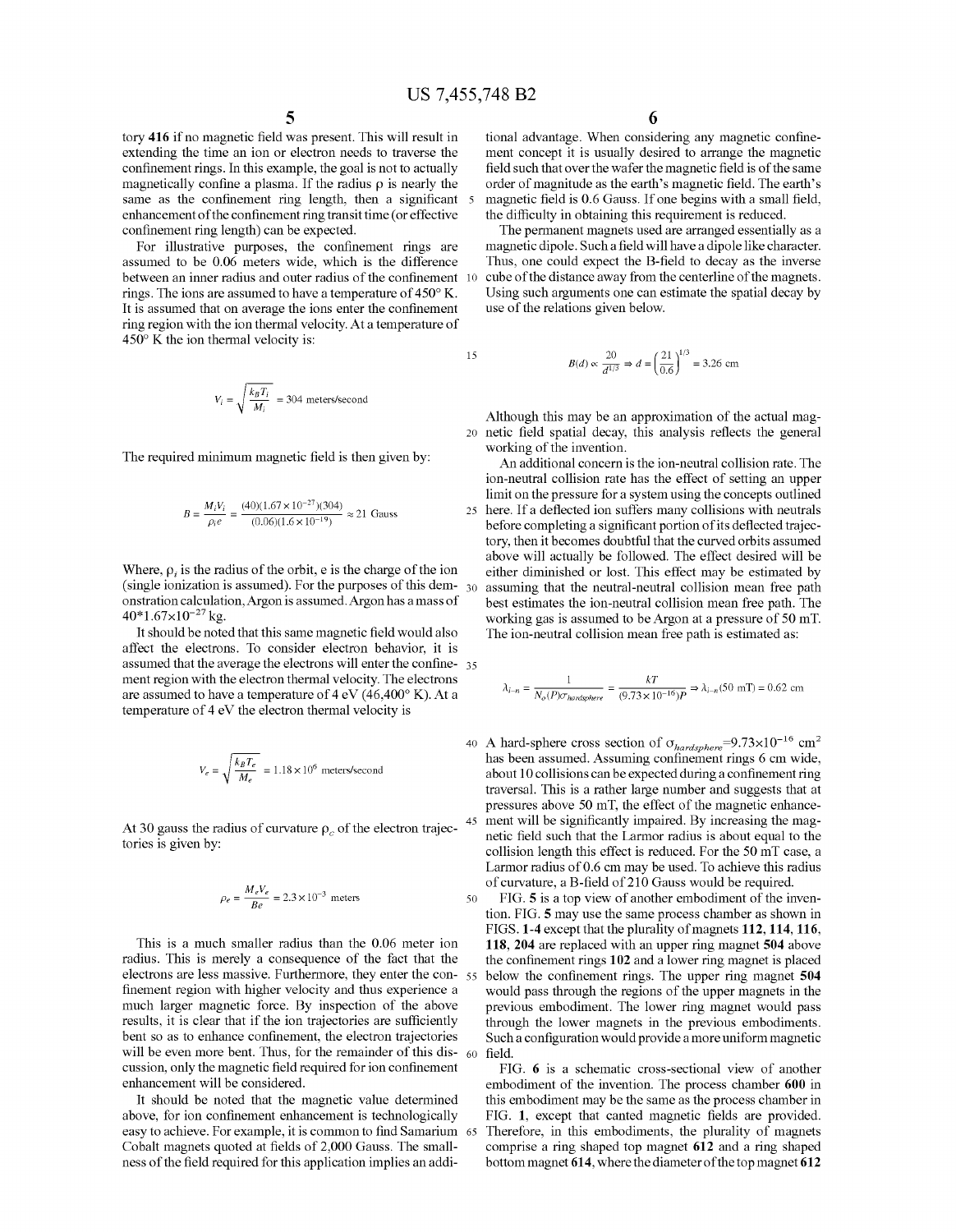tory 416 if no magnetic field was present. This will result in extending the time an ion or electron needs to traverse the confinement rings. In this example, the goal is not to actually magnetically confine a plasma. If the radius ρ is nearly the same as the confinement ring length, then a significant enhancement of the confinement ring transit time (or effective confinement ring length) can be expected.

For illustrative purposes, the confinement rings are assumed to be 0.06 meters wide, which is the difference between an inner radius and outer radius of the confinement rings. The ions are assumed to have a temperature of 450° K. It is assumed that on average the ions enter the confinement ring region with the ion thermal velocity. At a temperature of 450° K the ion thermal velocity is:

$$V_i = \sqrt{\frac{k_B T_i}{M_i}} = 304 \text{ meters/second}$$

The required minimum magnetic field is then given by:

$$B = \frac{M_i V_i}{\rho_i e} = \frac{(40)(1.67\times10^{-27})(304)}{(0.06)(1.6\times10^{-19})} \approx 21 \text{ Gauss}$$

Where, $\rho_i$ is the radius of the orbit, e is the charge of the ion (single ionization is assumed). For the purposes of this demonstration calculation, Argon is assumed. Argon has a mass of $40*1.67\times10^{-27}$ kg.

It should be noted that this same magnetic field would also affect the electrons. To consider electron behavior, it is assumed that the average the electrons will enter the confinement region with the electron thermal velocity. The electrons are assumed to have a temperature of 4 eV (46,400° K). At a temperature of 4 eV the electron thermal velocity is

$$V_e = \sqrt{\frac{k_B T_e}{M_e}} = 1.18\times10^6 \text{ meters/second}$$

At 30 gauss the radius of curvature $\rho_e$ of the electron trajectories is given by:

$$\rho_e = \frac{M_e V_e}{Be} = 2.3\times10^{-3} \text{ meters}$$

This is a much smaller radius than the 0.06 meter ion radius. This is merely a consequence of the fact that the electrons are less massive. Furthermore, they enter the confinement region with higher velocity and thus experience a much larger magnetic force. By inspection of the above results, it is clear that if the ion trajectories are sufficiently bent so as to enhance confinement, the electron trajectories will be even more bent. Thus, for the remainder of this discussion, only the magnetic field required for ion confinement enhancement will be considered.

It should be noted that the magnetic value determined above, for ion confinement enhancement is technologically easy to achieve. For example, it is common to find Samarium Cobalt magnets quoted at fields of 2,000 Gauss. The smallness of the field required for this application implies an additional advantage. When considering any magnetic confinement concept it is usually desired to arrange the magnetic field such that over the wafer the magnetic field is of the same order of magnitude as the earth's magnetic field. The earth's magnetic field is 0.6 Gauss. If one begins with a small field, the difficulty in obtaining this requirement is reduced.

The permanent magnets used are arranged essentially as a magnetic dipole. Such a field will have a dipole like character. Thus, one could expect the B-field to decay as the inverse cube of the distance away from the centerline of the magnets. Using such arguments one can estimate the spatial decay by use of the relations given below.

$$B(d) \propto \frac{20}{d^{1/3}} \Rightarrow d = \left(\frac{21}{0.6}\right)^{1/3} = 3.26 \text{ cm}$$

Although this may be an approximation of the actual magnetic field spatial decay, this analysis reflects the general working of the invention.

An additional concern is the ion-neutral collision rate. The ion-neutral collision rate has the effect of setting an upper limit on the pressure for a system using the concepts outlined here. If a deflected ion suffers many collisions with neutrals before completing a significant portion of its deflected trajectory, then it becomes doubtful that the curved orbits assumed above will actually be followed. The effect desired will be either diminished or lost. This effect may be estimated by assuming that the neutral-neutral collision mean free path best estimates the ion-neutral collision mean free path. The working gas is assumed to be Argon at a pressure of 50 mT. The ion-neutral collision mean free path is estimated as:

$$\lambda_{i-n} = \frac{1}{N_o(P)\sigma_{hardsphere}} = \frac{kT}{(9.73\times10^{-16})P} \Rightarrow \lambda_{i-n}(50 \text{ mT}) = 0.62 \text{ cm}$$

A hard-sphere cross section of $\sigma_{hardsphere}=9.73\times10^{-16}$ cm$^2$ has been assumed. Assuming confinement rings 6 cm wide, about 10 collisions can be expected during a confinement ring traversal. This is a rather large number and suggests that at pressures above 50 mT, the effect of the magnetic enhancement will be significantly impaired. By increasing the magnetic field such that the Larmor radius is about equal to the collision length this effect is reduced. For the 50 mT case, a Larmor radius of 0.6 cm may be used. To achieve this radius of curvature, a B-field of 210 Gauss would be required.

FIG. 5 is a top view of another embodiment of the invention. FIG. 5 may use the same process chamber as shown in FIGS. 1-4 except that the plurality of magnets 112, 114, 116, 118, 204 are replaced with an upper ring magnet 504 above the confinement rings 102 and a lower ring magnet is placed below the confinement rings. The upper ring magnet 504 would pass through the regions of the upper magnets in the previous embodiment. The lower ring magnet would pass through the lower magnets in the previous embodiments. Such a configuration would provide a more uniform magnetic field.

FIG. 6 is a schematic cross-sectional view of another embodiment of the invention. The process chamber 600 in this embodiment may be the same as the process chamber in FIG. 1, except that canted magnetic fields are provided. Therefore, in this embodiments, the plurality of magnets comprise a ring shaped top magnet 612 and a ring shaped bottom magnet 614, where the diameter of the top magnet 612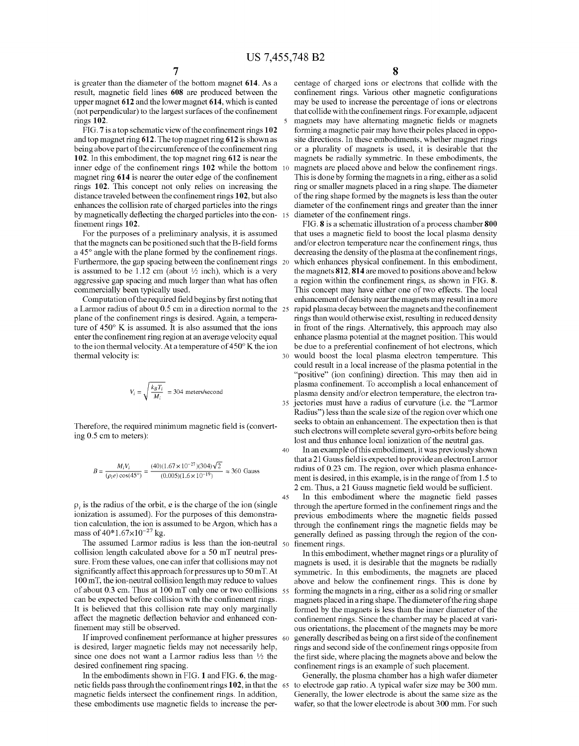is greater than the diameter of the bottom magnet **614**. As a result, magnetic field lines **608** are produced between the upper magnet **612** and the lower magnet **614**, which is canted (not perpendicular) to the largest surfaces of the confinement rings **102**.

FIG. **7** is a top schematic view of the confinement rings **102** and top magnet ring **612**. The top magnet ring **612** is shown as being above part of the circumference of the confinement ring **102**. In this embodiment, the top magnet ring **612** is near the inner edge of the confinement rings **102** while the bottom magnet ring **614** is nearer the outer edge of the confinement rings **102**. This concept not only relies on increasing the distance traveled between the confinement rings **102**, but also enhances the collision rate of charged particles into the rings by magnetically deflecting the charged particles into the confinement rings **102**.

For the purposes of a preliminary analysis, it is assumed that the magnets can be positioned such that the B-field forms a 45° angle with the plane formed by the confinement rings. Furthermore, the gap spacing between the confinement rings is assumed to be 1.12 cm (about ½ inch), which is a very aggressive gap spacing and much larger than what has often commercially been typically used.

Computation of the required field begins by first noting that a Larmor radius of about 0.5 cm in a direction normal to the plane of the confinement rings is desired. Again, a temperature of 450° K is assumed. It is also assumed that the ions enter the confinement ring region at an average velocity equal to the ion thermal velocity. At a temperature of 450° K the ion thermal velocity is:

$$V_i = \sqrt{\frac{k_B T_i}{M_i}} = 304 \text{ meters/second}$$

Therefore, the required minimum magnetic field is (converting 0.5 cm to meters):

$$B = \frac{M_i V_i}{(\rho_i e)\cos(45°)} = \frac{(40)(1.67\times10^{-27})(304)\sqrt{2}}{(0.005)(1.6\times10^{-19})} \approx 360 \text{ Gauss}$$

$\rho_i$ is the radius of the orbit, e is the charge of the ion (single ionization is assumed). For the purposes of this demonstration calculation, the ion is assumed to be Argon, which has a mass of $40*1.67\times10^{-27}$ kg.

The assumed Larmor radius is less than the ion-neutral collision length calculated above for a 50 mT neutral pressure. From these values, one can infer that collisions may not significantly affect this approach for pressures up to 50 mT. At 100 mT, the ion-neutral collision length may reduce to values of about 0.3 cm. Thus at 100 mT only one or two collisions can be expected before collision with the confinement rings. It is believed that this collision rate may only marginally affect the magnetic deflection behavior and enhanced confinement may still be observed.

If improved confinement performance at higher pressures is desired, larger magnetic fields may not necessarily help, since one does not want a Larmor radius less than ½ the desired confinement ring spacing.

In the embodiments shown in FIG. **1** and FIG. **6**, the magnetic fields pass through the confinement rings **102**, in that the magnetic fields intersect the confinement rings. In addition, these embodiments use magnetic fields to increase the percentage of charged ions or electrons that collide with the confinement rings. Various other magnetic configurations may be used to increase the percentage of ions or electrons that collide with the confinement rings. For example, adjacent magnets may have alternating magnetic fields or magnets forming a magnetic pair may have their poles placed in opposite directions. In these embodiments, whether magnet rings or a plurality of magnets is used, it is desirable that the magnets be radially symmetric. In these embodiments, the magnets are placed above and below the confinement rings. This is done by forming the magnets in a ring, either as a solid ring or smaller magnets placed in a ring shape. The diameter of the ring shape formed by the magnets is less than the outer diameter of the confinement rings and greater than the inner diameter of the confinement rings.

FIG. **8** is a schematic illustration of a process chamber **800** that uses a magnetic field to boost the local plasma density and/or electron temperature near the confinement rings, thus decreasing the density of the plasma at the confinement rings, which enhances physical confinement. In this embodiment, the magnets **812**, **814** are moved to positions above and below a region within the confinement rings, as shown in FIG. **8**. This concept may have either one of two effects. The local enhancement of density near the magnets may result in a more rapid plasma decay between the magnets and the confinement rings than would otherwise exist, resulting in reduced density in front of the rings. Alternatively, this approach may also enhance plasma potential at the magnet position. This would be due to a preferential confinement of hot electrons, which would boost the local plasma electron temperature. This could result in a local increase of the plasma potential in the "positive" (ion confining) direction. This may then aid in plasma confinement. To accomplish a local enhancement of plasma density and/or electron temperature, the electron trajectories must have a radius of curvature (i.e. the "Larmor Radius") less than the scale size of the region over which one seeks to obtain an enhancement. The expectation then is that such electrons will complete several gyro-orbits before being lost and thus enhance local ionization of the neutral gas.

In an example of this embodiment, it was previously shown that a 21 Gauss field is expected to provide an electron Larmor radius of 0.23 cm. The region, over which plasma enhancement is desired, in this example, is in the range of from 1.5 to 2 cm. Thus, a 21 Gauss magnetic field would be sufficient.

In this embodiment where the magnetic field passes through the aperture formed in the confinement rings and the previous embodiments where the magnetic fields passed through the confinement rings the magnetic fields may be generally defined as passing through the region of the confinement rings.

In this embodiment, whether magnet rings or a plurality of magnets is used, it is desirable that the magnets be radially symmetric. In this embodiments, the magnets are placed above and below the confinement rings. This is done by forming the magnets in a ring, either as a solid ring or smaller magnets placed in a ring shape. The diameter of the ring shape formed by the magnets is less than the inner diameter of the confinement rings. Since the chamber may be placed at various orientations, the placement of the magnets may be more generally described as being on a first side of the confinement rings and second side of the confinement rings opposite from the first side, where placing the magnets above and below the confinement rings is an example of such placement.

Generally, the plasma chamber has a high wafer diameter to electrode gap ratio. A typical wafer size may be 300 mm. Generally, the lower electrode is about the same size as the wafer, so that the lower electrode is about 300 mm. For such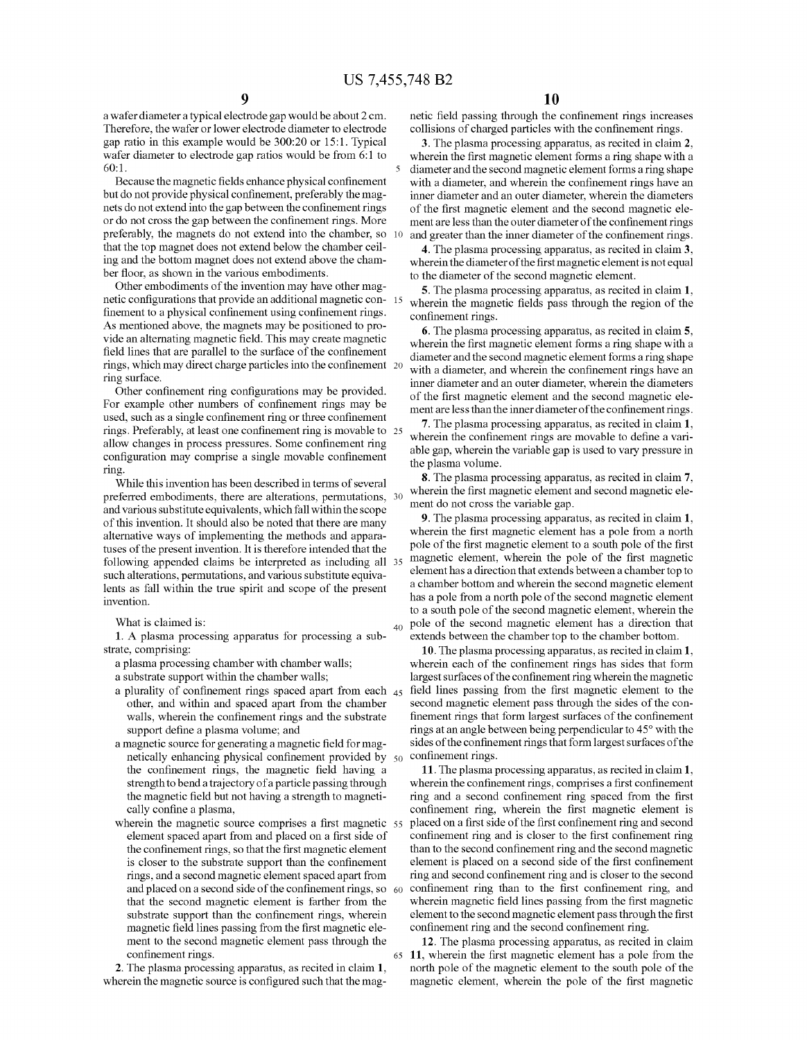a wafer diameter a typical electrode gap would be about 2 cm. Therefore, the wafer or lower electrode diameter to electrode gap ratio in this example would be 300:20 or 15:1. Typical wafer diameter to electrode gap ratios would be from 6:1 to 60:1.

Because the magnetic fields enhance physical confinement but do not provide physical confinement, preferably the magnets do not extend into the gap between the confinement rings or do not cross the gap between the confinement rings. More preferably, the magnets do not extend into the chamber, so that the top magnet does not extend below the chamber ceiling and the bottom magnet does not extend above the chamber floor, as shown in the various embodiments.

Other embodiments of the invention may have other magnetic configurations that provide an additional magnetic confinement to a physical confinement using confinement rings. As mentioned above, the magnets may be positioned to provide an alternating magnetic field. This may create magnetic field lines that are parallel to the surface of the confinement rings, which may direct charge particles into the confinement ring surface.

Other confinement ring configurations may be provided. For example other numbers of confinement rings may be used, such as a single confinement ring or three confinement rings. Preferably, at least one confinement ring is movable to allow changes in process pressures. Some confinement ring configuration may comprise a single movable confinement ring.

While this invention has been described in terms of several preferred embodiments, there are alterations, permutations, and various substitute equivalents, which fall within the scope of this invention. It should also be noted that there are many alternative ways of implementing the methods and apparatuses of the present invention. It is therefore intended that the following appended claims be interpreted as including all such alterations, permutations, and various substitute equivalents as fall within the true spirit and scope of the present invention.

What is claimed is:

**1**. A plasma processing apparatus for processing a substrate, comprising:

a plasma processing chamber with chamber walls;

a substrate support within the chamber walls;

a plurality of confinement rings spaced apart from each other, and within and spaced apart from the chamber walls, wherein the confinement rings and the substrate support define a plasma volume; and

a magnetic source for generating a magnetic field for magnetically enhancing physical confinement provided by the confinement rings, the magnetic field having a strength to bend a trajectory of a particle passing through the magnetic field but not having a strength to magnetically confine a plasma,

wherein the magnetic source comprises a first magnetic element spaced apart from and placed on a first side of the confinement rings, so that the first magnetic element is closer to the substrate support than the confinement rings, and a second magnetic element spaced apart from and placed on a second side of the confinement rings, so that the second magnetic element is farther from the substrate support than the confinement rings, wherein magnetic field lines passing from the first magnetic element to the second magnetic element pass through the confinement rings.

**2**. The plasma processing apparatus, as recited in claim **1**, wherein the magnetic source is configured such that the magnetic field passing through the confinement rings increases collisions of charged particles with the confinement rings.

**3**. The plasma processing apparatus, as recited in claim **2**, wherein the first magnetic element forms a ring shape with a diameter and the second magnetic element forms a ring shape with a diameter, and wherein the confinement rings have an inner diameter and an outer diameter, wherein the diameters of the first magnetic element and the second magnetic element are less than the outer diameter of the confinement rings and greater than the inner diameter of the confinement rings.

**4**. The plasma processing apparatus, as recited in claim **3**, wherein the diameter of the first magnetic element is not equal to the diameter of the second magnetic element.

**5**. The plasma processing apparatus, as recited in claim **1**, wherein the magnetic fields pass through the region of the confinement rings.

**6**. The plasma processing apparatus, as recited in claim **5**, wherein the first magnetic element forms a ring shape with a diameter and the second magnetic element forms a ring shape with a diameter, and wherein the confinement rings have an inner diameter and an outer diameter, wherein the diameters of the first magnetic element and the second magnetic element are less than the inner diameter of the confinement rings.

**7**. The plasma processing apparatus, as recited in claim **1**, wherein the confinement rings are movable to define a variable gap, wherein the variable gap is used to vary pressure in the plasma volume.

**8**. The plasma processing apparatus, as recited in claim **7**, wherein the first magnetic element and second magnetic element do not cross the variable gap.

**9**. The plasma processing apparatus, as recited in claim **1**, wherein the first magnetic element has a pole from a north pole of the first magnetic element to a south pole of the first magnetic element, wherein the pole of the first magnetic element has a direction that extends between a chamber top to a chamber bottom and wherein the second magnetic element has a pole from a north pole of the second magnetic element to a south pole of the second magnetic element, wherein the pole of the second magnetic element has a direction that extends between the chamber top to the chamber bottom.

**10**. The plasma processing apparatus, as recited in claim **1**, wherein each of the confinement rings has sides that form largest surfaces of the confinement ring wherein the magnetic field lines passing from the first magnetic element to the second magnetic element pass through the sides of the confinement rings that form largest surfaces of the confinement rings at an angle between being perpendicular to 45° with the sides of the confinement rings that form largest surfaces of the confinement rings.

**11**. The plasma processing apparatus, as recited in claim **1**, wherein the confinement rings, comprises a first confinement ring and a second confinement ring spaced from the first confinement ring, wherein the first magnetic element is placed on a first side of the first confinement ring and second confinement ring and is closer to the first confinement ring than to the second confinement ring and the second magnetic element is placed on a second side of the first confinement ring and second confinement ring and is closer to the second confinement ring than to the first confinement ring, and wherein magnetic field lines passing from the first magnetic element to the second magnetic element pass through the first confinement ring and the second confinement ring.

**12**. The plasma processing apparatus, as recited in claim **11**, wherein the first magnetic element has a pole from the north pole of the magnetic element to the south pole of the magnetic element, wherein the pole of the first magnetic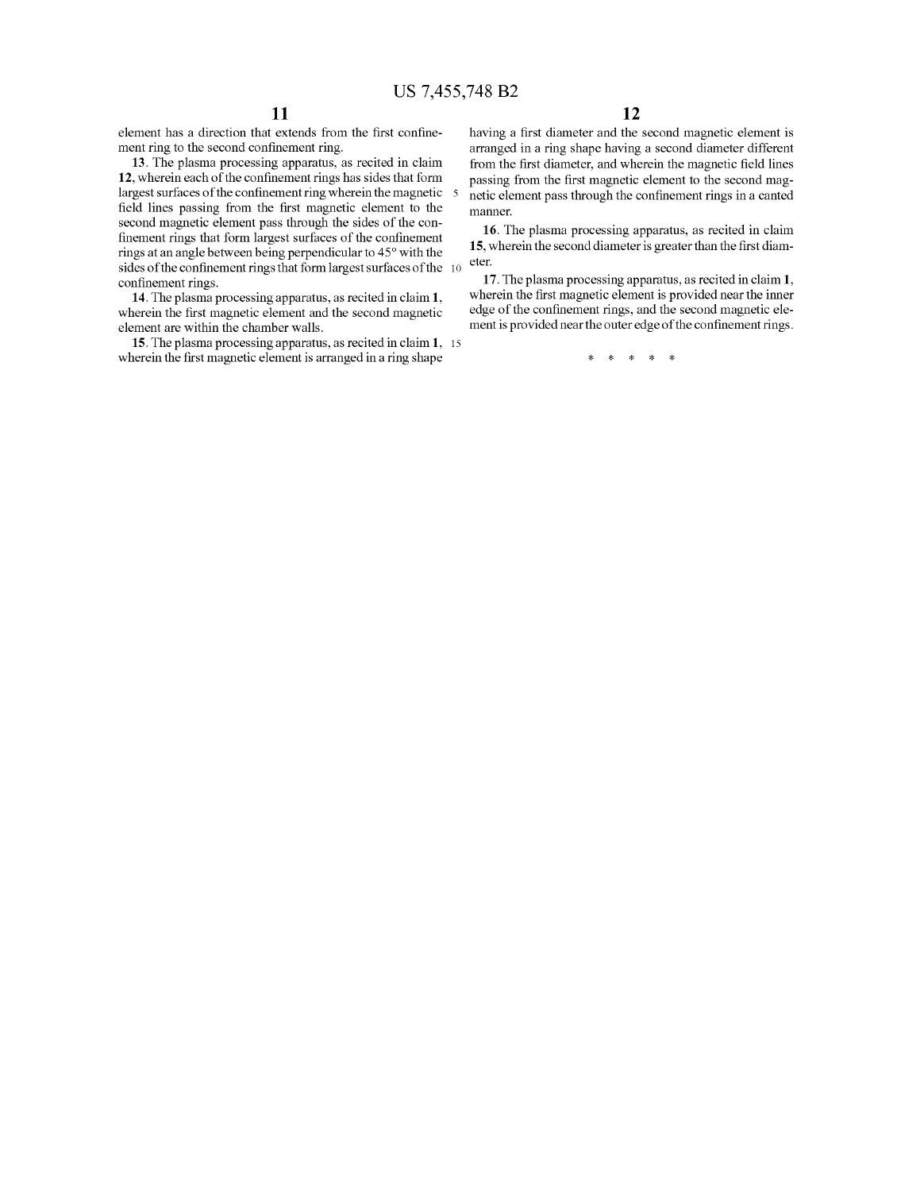element has a direction that extends from the first confinement ring to the second confinement ring.

**13**. The plasma processing apparatus, as recited in claim **12**, wherein each of the confinement rings has sides that form largest surfaces of the confinement ring wherein the magnetic field lines passing from the first magnetic element to the second magnetic element pass through the sides of the confinement rings that form largest surfaces of the confinement rings at an angle between being perpendicular to 45° with the sides of the confinement rings that form largest surfaces of the confinement rings.

**14**. The plasma processing apparatus, as recited in claim **1**, wherein the first magnetic element and the second magnetic element are within the chamber walls.

**15**. The plasma processing apparatus, as recited in claim **1**, wherein the first magnetic element is arranged in a ring shape having a first diameter and the second magnetic element is arranged in a ring shape having a second diameter different from the first diameter, and wherein the magnetic field lines passing from the first magnetic element to the second magnetic element pass through the confinement rings in a canted manner.

**16**. The plasma processing apparatus, as recited in claim **15**, wherein the second diameter is greater than the first diameter.

**17**. The plasma processing apparatus, as recited in claim **1**, wherein the first magnetic element is provided near the inner edge of the confinement rings, and the second magnetic element is provided near the outer edge of the confinement rings.

* * * * *